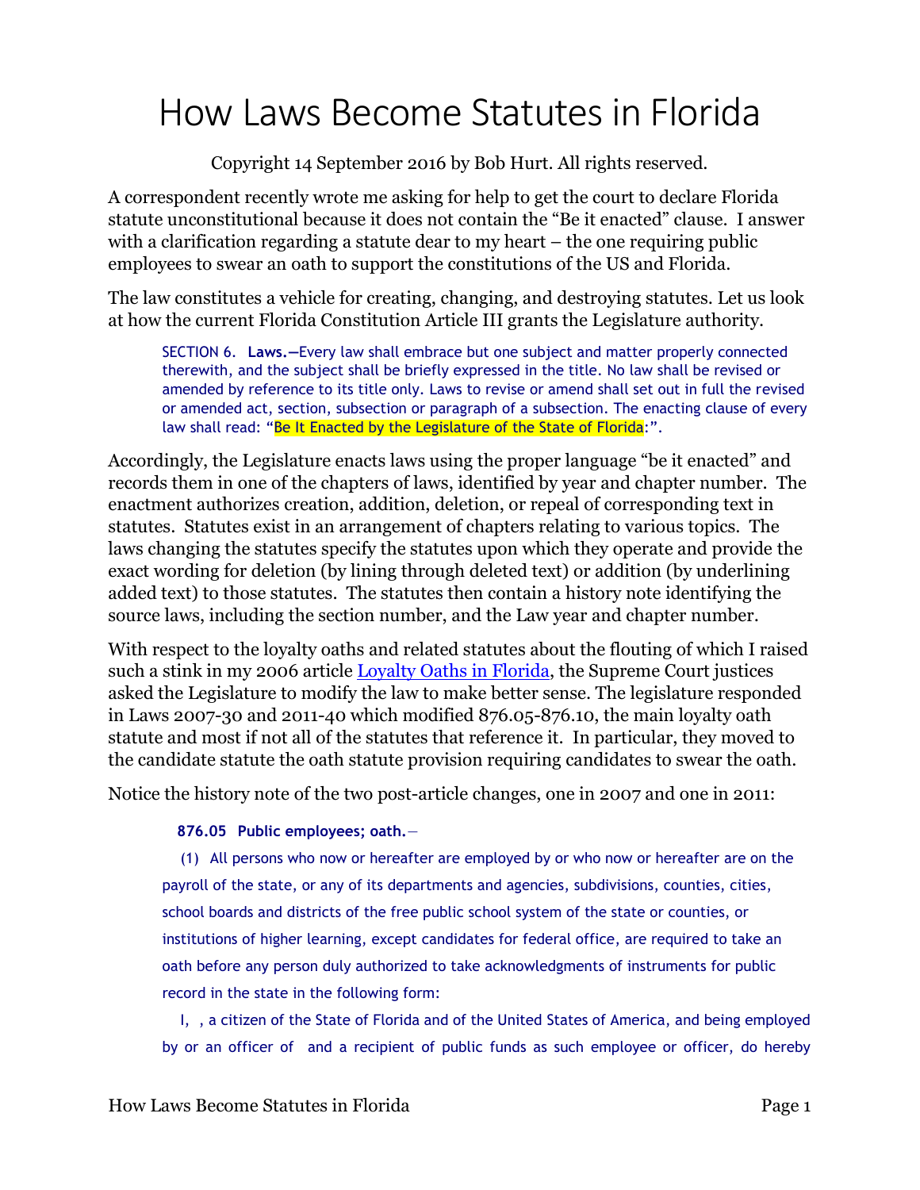# How Laws Become Statutes in Florida

Copyright 14 September 2016 by Bob Hurt. All rights reserved.

A correspondent recently wrote me asking for help to get the court to declare Florida statute unconstitutional because it does not contain the "Be it enacted" clause. I answer with a clarification regarding a statute dear to my heart – the one requiring public employees to swear an oath to support the constitutions of the US and Florida.

The law constitutes a vehicle for creating, changing, and destroying statutes. Let us look at how the current Florida Constitution Article III grants the Legislature authority.

> SECTION 6. **Laws.—**Every law shall embrace but one subject and matter properly connected therewith, and the subject shall be briefly expressed in the title. No law shall be revised or amended by reference to its title only. Laws to revise or amend shall set out in full the revised or amended act, section, subsection or paragraph of a subsection. The enacting clause of every law shall read: "Be It Enacted by the Legislature of the State of Florida:".

Accordingly, the Legislature enacts laws using the proper language "be it enacted" and records them in one of the chapters of laws, identified by year and chapter number. The enactment authorizes creation, addition, deletion, or repeal of corresponding text in statutes. Statutes exist in an arrangement of chapters relating to various topics. The laws changing the statutes specify the statutes upon which they operate and provide the exact wording for deletion (by lining through deleted text) or addition (by underlining added text) to those statutes. The statutes then contain a history note identifying the source laws, including the section number, and the Law year and chapter number.

With respect to the loyalty oaths and related statutes about the flouting of which I raised such a stink in my 2006 article [Loyalty Oaths in Florida](), the Supreme Court justices asked the Legislature to modify the law to make better sense. The legislature responded in Laws 2007-30 and 2011-40 which modified 876.05-876.10, the main loyalty oath statute and most if not all of the statutes that reference it. In particular, they moved to the candidate statute the oath statute provision requiring candidates to swear the oath.

Notice the history note of the two post-article changes, one in 2007 and one in 2011:

> **876.05 Public employees; oath.—**
>
> (1) All persons who now or hereafter are employed by or who now or hereafter are on the payroll of the state, or any of its departments and agencies, subdivisions, counties, cities, school boards and districts of the free public school system of the state or counties, or institutions of higher learning, except candidates for federal office, are required to take an oath before any person duly authorized to take acknowledgments of instruments for public record in the state in the following form:
>
> I, , a citizen of the State of Florida and of the United States of America, and being employed by or an officer of and a recipient of public funds as such employee or officer, do hereby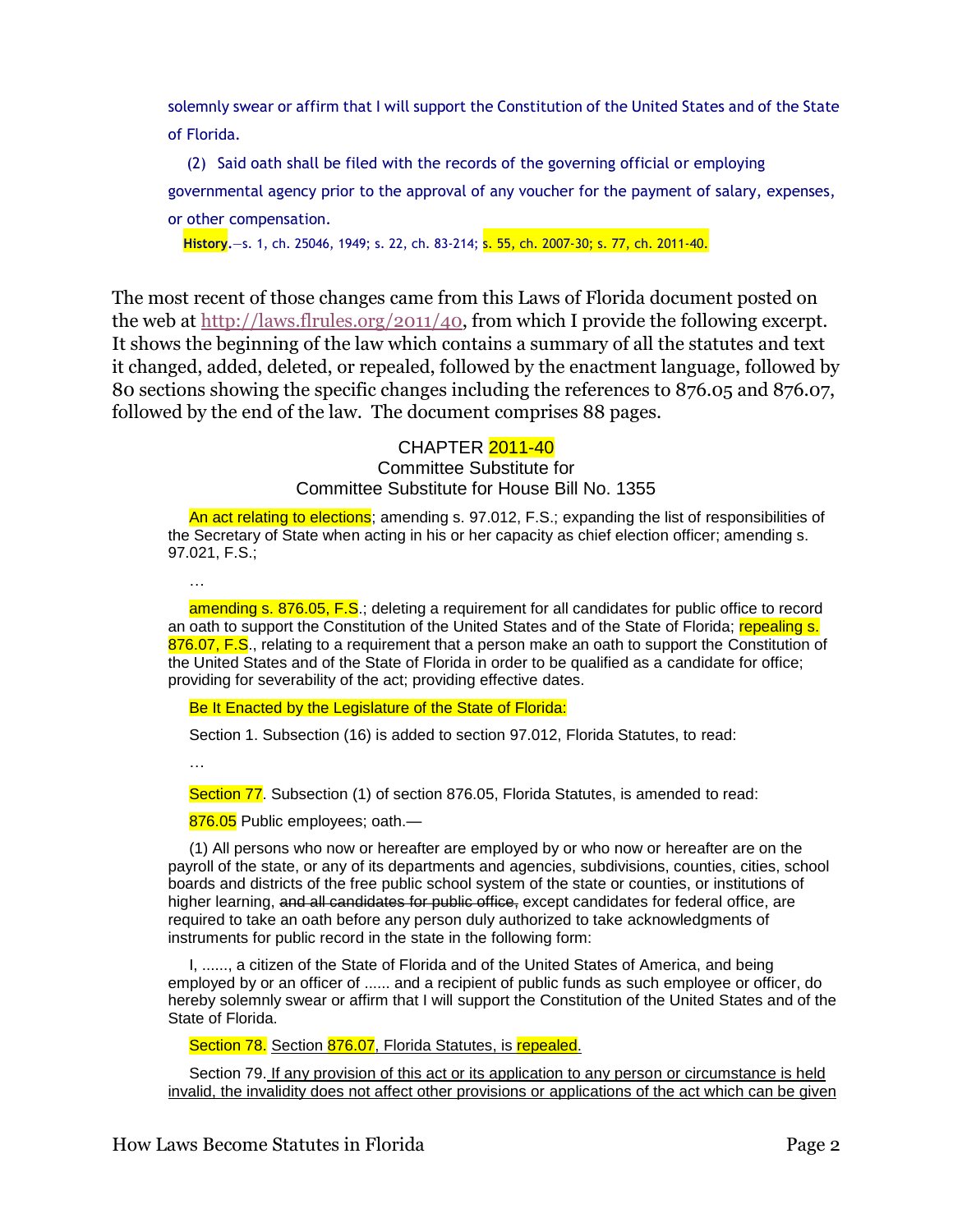solemnly swear or affirm that I will support the Constitution of the United States and of the State of Florida.

(2) Said oath shall be filed with the records of the governing official or employing governmental agency prior to the approval of any voucher for the payment of salary, expenses, or other compensation.

**History.**—s. 1, ch. 25046, 1949; s. 22, ch. 83-214; s. 55, ch. 2007-30; s. 77, ch. 2011-40.

The most recent of those changes came from this Laws of Florida document posted on the web at http://laws.flrules.org/2011/40, from which I provide the following excerpt. It shows the beginning of the law which contains a summary of all the statutes and text it changed, added, deleted, or repealed, followed by the enactment language, followed by 80 sections showing the specific changes including the references to 876.05 and 876.07, followed by the end of the law. The document comprises 88 pages.

CHAPTER 2011-40
Committee Substitute for
Committee Substitute for House Bill No. 1355

An act relating to elections; amending s. 97.012, F.S.; expanding the list of responsibilities of the Secretary of State when acting in his or her capacity as chief election officer; amending s. 97.021, F.S.;

…

amending s. 876.05, F.S.; deleting a requirement for all candidates for public office to record an oath to support the Constitution of the United States and of the State of Florida; repealing s. 876.07, F.S., relating to a requirement that a person make an oath to support the Constitution of the United States and of the State of Florida in order to be qualified as a candidate for office; providing for severability of the act; providing effective dates.

Be It Enacted by the Legislature of the State of Florida:

Section 1. Subsection (16) is added to section 97.012, Florida Statutes, to read:

…

Section 77. Subsection (1) of section 876.05, Florida Statutes, is amended to read:

876.05 Public employees; oath.—

(1) All persons who now or hereafter are employed by or who now or hereafter are on the payroll of the state, or any of its departments and agencies, subdivisions, counties, cities, school boards and districts of the free public school system of the state or counties, or institutions of higher learning, ~~and all candidates for public office,~~ except candidates for federal office, are required to take an oath before any person duly authorized to take acknowledgments of instruments for public record in the state in the following form:

I, ......, a citizen of the State of Florida and of the United States of America, and being employed by or an officer of ...... and a recipient of public funds as such employee or officer, do hereby solemnly swear or affirm that I will support the Constitution of the United States and of the State of Florida.

Section 78. <u>Section 876.07, Florida Statutes, is repealed.</u>

Section 79. <u>If any provision of this act or its application to any person or circumstance is held invalid, the invalidity does not affect other provisions or applications of the act which can be given</u>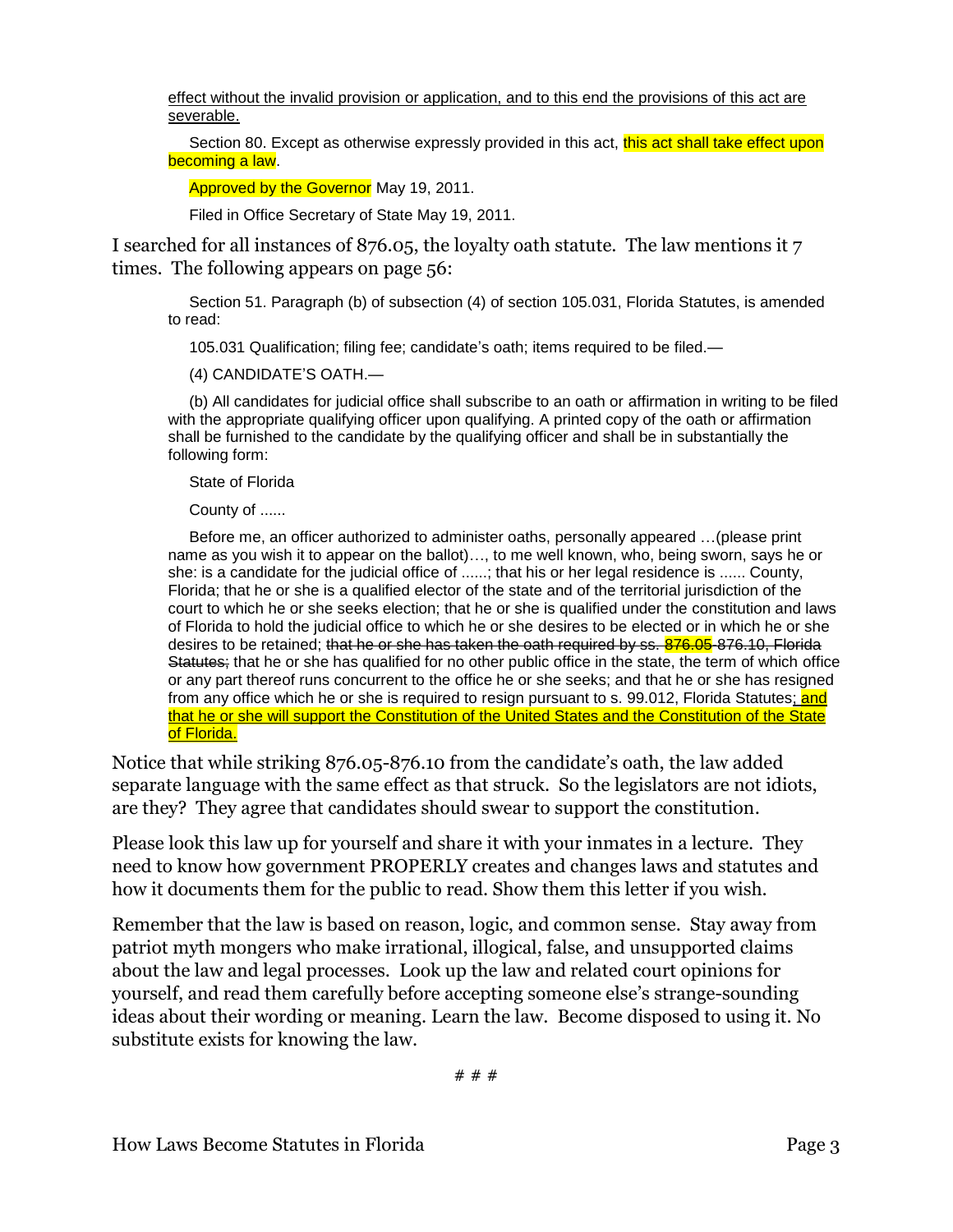effect without the invalid provision or application, and to this end the provisions of this act are severable.

Section 80. Except as otherwise expressly provided in this act, this act shall take effect upon becoming a law.

Approved by the Governor May 19, 2011.

Filed in Office Secretary of State May 19, 2011.

I searched for all instances of 876.05, the loyalty oath statute. The law mentions it 7 times. The following appears on page 56:

> Section 51. Paragraph (b) of subsection (4) of section 105.031, Florida Statutes, is amended to read:
>
> 105.031 Qualification; filing fee; candidate's oath; items required to be filed.—
>
> (4) CANDIDATE'S OATH.—
>
> (b) All candidates for judicial office shall subscribe to an oath or affirmation in writing to be filed with the appropriate qualifying officer upon qualifying. A printed copy of the oath or affirmation shall be furnished to the candidate by the qualifying officer and shall be in substantially the following form:
>
> State of Florida
>
> County of ......
>
> Before me, an officer authorized to administer oaths, personally appeared …(please print name as you wish it to appear on the ballot)…, to me well known, who, being sworn, says he or she: is a candidate for the judicial office of ......; that his or her legal residence is ...... County, Florida; that he or she is a qualified elector of the state and of the territorial jurisdiction of the court to which he or she seeks election; that he or she is qualified under the constitution and laws of Florida to hold the judicial office to which he or she desires to be elected or in which he or she desires to be retained; ~~that he or she has taken the oath required by ss. 876.05-876.10, Florida Statutes;~~ that he or she has qualified for no other public office in the state, the term of which office or any part thereof runs concurrent to the office he or she seeks; and that he or she has resigned from any office which he or she is required to resign pursuant to s. 99.012, Florida Statutes; and that he or she will support the Constitution of the United States and the Constitution of the State of Florida.

Notice that while striking 876.05-876.10 from the candidate's oath, the law added separate language with the same effect as that struck. So the legislators are not idiots, are they? They agree that candidates should swear to support the constitution.

Please look this law up for yourself and share it with your inmates in a lecture. They need to know how government PROPERLY creates and changes laws and statutes and how it documents them for the public to read. Show them this letter if you wish.

Remember that the law is based on reason, logic, and common sense. Stay away from patriot myth mongers who make irrational, illogical, false, and unsupported claims about the law and legal processes. Look up the law and related court opinions for yourself, and read them carefully before accepting someone else's strange-sounding ideas about their wording or meaning. Learn the law. Become disposed to using it. No substitute exists for knowing the law.

# # #